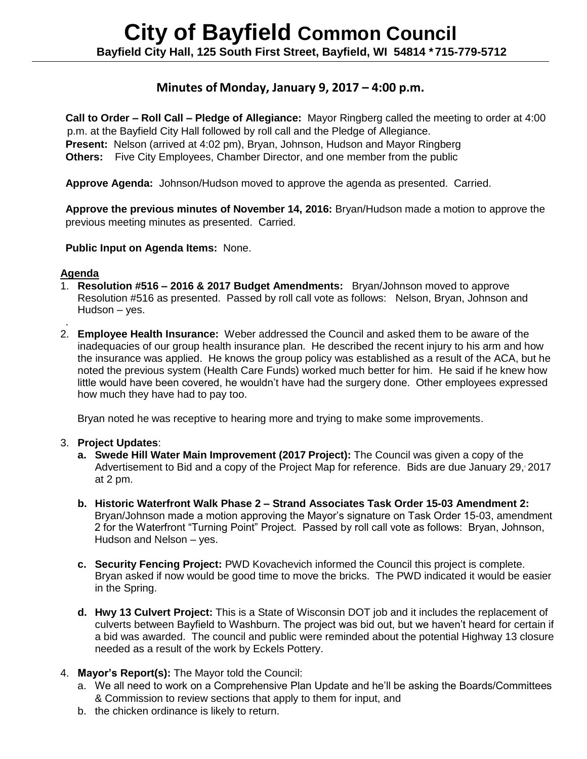# City of Bayfield Common Council

**Bayfield City Hall, 125 South First Street, Bayfield, WI 54814 *715-779-5712**

## Minutes of Monday, January 9, 2017 – 4:00 p.m.

**Call to Order – Roll Call – Pledge of Allegiance:** Mayor Ringberg called the meeting to order at 4:00 p.m. at the Bayfield City Hall followed by roll call and the Pledge of Allegiance.
**Present:** Nelson (arrived at 4:02 pm), Bryan, Johnson, Hudson and Mayor Ringberg
**Others:** Five City Employees, Chamber Director, and one member from the public

**Approve Agenda:** Johnson/Hudson moved to approve the agenda as presented. Carried.

**Approve the previous minutes of November 14, 2016:** Bryan/Hudson made a motion to approve the previous meeting minutes as presented. Carried.

**Public Input on Agenda Items:** None.

**Agenda**

1. **Resolution #516 – 2016 & 2017 Budget Amendments:** Bryan/Johnson moved to approve Resolution #516 as presented. Passed by roll call vote as follows: Nelson, Bryan, Johnson and Hudson – yes.
.
2. **Employee Health Insurance:** Weber addressed the Council and asked them to be aware of the inadequacies of our group health insurance plan. He described the recent injury to his arm and how the insurance was applied. He knows the group policy was established as a result of the ACA, but he noted the previous system (Health Care Funds) worked much better for him. He said if he knew how little would have been covered, he wouldn't have had the surgery done. Other employees expressed how much they have had to pay too.

   Bryan noted he was receptive to hearing more and trying to make some improvements.

3. **Project Updates**:
   a. **Swede Hill Water Main Improvement (2017 Project):** The Council was given a copy of the Advertisement to Bid and a copy of the Project Map for reference. Bids are due January 29, 2017 at 2 pm.

   b. **Historic Waterfront Walk Phase 2 – Strand Associates Task Order 15-03 Amendment 2:** Bryan/Johnson made a motion approving the Mayor's signature on Task Order 15-03, amendment 2 for the Waterfront "Turning Point" Project. Passed by roll call vote as follows: Bryan, Johnson, Hudson and Nelson – yes.

   c. **Security Fencing Project:** PWD Kovachevich informed the Council this project is complete. Bryan asked if now would be good time to move the bricks. The PWD indicated it would be easier in the Spring.

   d. **Hwy 13 Culvert Project:** This is a State of Wisconsin DOT job and it includes the replacement of culverts between Bayfield to Washburn. The project was bid out, but we haven't heard for certain if a bid was awarded. The council and public were reminded about the potential Highway 13 closure needed as a result of the work by Eckels Pottery.

4. **Mayor's Report(s):** The Mayor told the Council:
   a. We all need to work on a Comprehensive Plan Update and he'll be asking the Boards/Committees & Commission to review sections that apply to them for input, and
   b. the chicken ordinance is likely to return.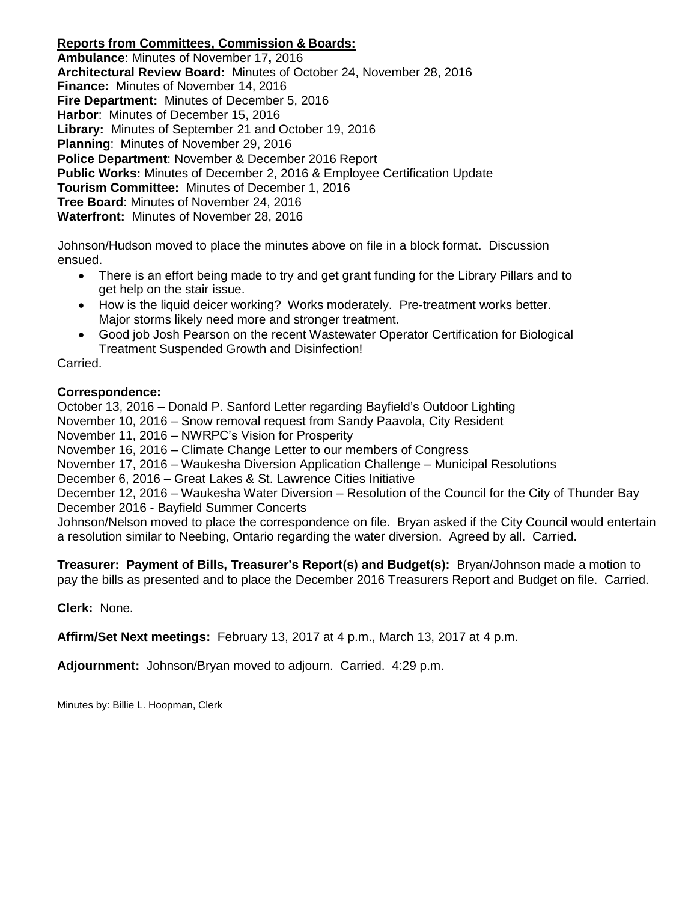**Reports from Committees, Commission & Boards:**

**Ambulance**: Minutes of November 17**,** 2016
**Architectural Review Board:** Minutes of October 24, November 28, 2016
**Finance:** Minutes of November 14, 2016
**Fire Department:** Minutes of December 5, 2016
**Harbor**: Minutes of December 15, 2016
**Library:** Minutes of September 21 and October 19, 2016
**Planning**: Minutes of November 29, 2016
**Police Department**: November & December 2016 Report
**Public Works:** Minutes of December 2, 2016 & Employee Certification Update
**Tourism Committee:** Minutes of December 1, 2016
**Tree Board**: Minutes of November 24, 2016
**Waterfront:** Minutes of November 28, 2016

Johnson/Hudson moved to place the minutes above on file in a block format. Discussion ensued.

- There is an effort being made to try and get grant funding for the Library Pillars and to get help on the stair issue.
- How is the liquid deicer working? Works moderately. Pre-treatment works better. Major storms likely need more and stronger treatment.
- Good job Josh Pearson on the recent Wastewater Operator Certification for Biological Treatment Suspended Growth and Disinfection!

Carried.

**Correspondence:**

October 13, 2016 – Donald P. Sanford Letter regarding Bayfield's Outdoor Lighting
November 10, 2016 – Snow removal request from Sandy Paavola, City Resident
November 11, 2016 – NWRPC's Vision for Prosperity
November 16, 2016 – Climate Change Letter to our members of Congress
November 17, 2016 – Waukesha Diversion Application Challenge – Municipal Resolutions
December 6, 2016 – Great Lakes & St. Lawrence Cities Initiative
December 12, 2016 – Waukesha Water Diversion – Resolution of the Council for the City of Thunder Bay
December 2016 - Bayfield Summer Concerts
Johnson/Nelson moved to place the correspondence on file. Bryan asked if the City Council would entertain a resolution similar to Neebing, Ontario regarding the water diversion. Agreed by all. Carried.

**Treasurer: Payment of Bills, Treasurer's Report(s) and Budget(s):** Bryan/Johnson made a motion to pay the bills as presented and to place the December 2016 Treasurers Report and Budget on file. Carried.

**Clerk:** None.

**Affirm/Set Next meetings:** February 13, 2017 at 4 p.m., March 13, 2017 at 4 p.m.

**Adjournment:** Johnson/Bryan moved to adjourn. Carried. 4:29 p.m.

Minutes by: Billie L. Hoopman, Clerk